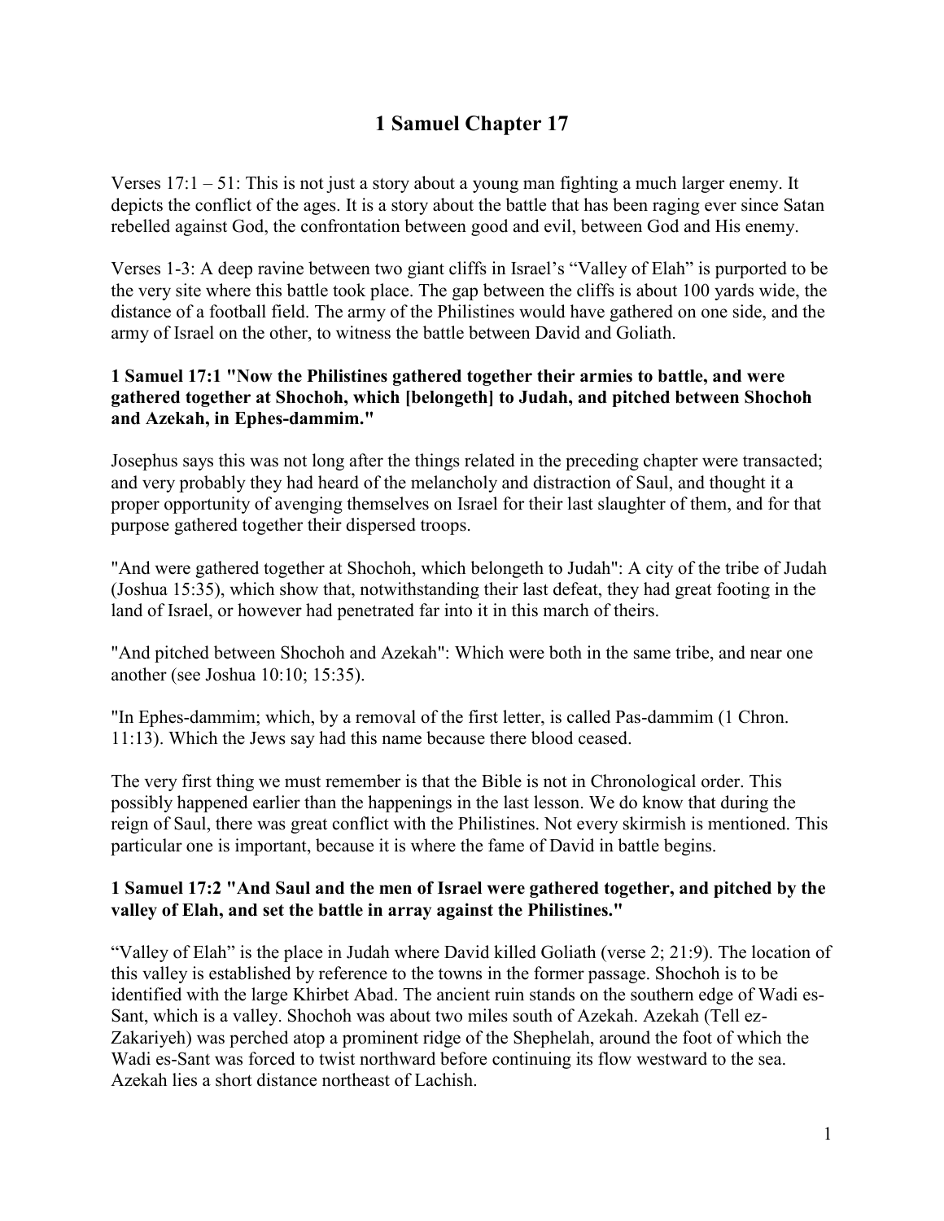# 1 Samuel Chapter 17

Verses 17:1 – 51: This is not just a story about a young man fighting a much larger enemy. It depicts the conflict of the ages. It is a story about the battle that has been raging ever since Satan rebelled against God, the confrontation between good and evil, between God and His enemy.

Verses 1-3: A deep ravine between two giant cliffs in Israel's "Valley of Elah" is purported to be the very site where this battle took place. The gap between the cliffs is about 100 yards wide, the distance of a football field. The army of the Philistines would have gathered on one side, and the army of Israel on the other, to witness the battle between David and Goliath.

**1 Samuel 17:1 "Now the Philistines gathered together their armies to battle, and were gathered together at Shochoh, which [belongeth] to Judah, and pitched between Shochoh and Azekah, in Ephes-dammim."**

Josephus says this was not long after the things related in the preceding chapter were transacted; and very probably they had heard of the melancholy and distraction of Saul, and thought it a proper opportunity of avenging themselves on Israel for their last slaughter of them, and for that purpose gathered together their dispersed troops.

"And were gathered together at Shochoh, which belongeth to Judah": A city of the tribe of Judah (Joshua 15:35), which show that, notwithstanding their last defeat, they had great footing in the land of Israel, or however had penetrated far into it in this march of theirs.

"And pitched between Shochoh and Azekah": Which were both in the same tribe, and near one another (see Joshua 10:10; 15:35).

"In Ephes-dammim; which, by a removal of the first letter, is called Pas-dammim (1 Chron. 11:13). Which the Jews say had this name because there blood ceased.

The very first thing we must remember is that the Bible is not in Chronological order. This possibly happened earlier than the happenings in the last lesson. We do know that during the reign of Saul, there was great conflict with the Philistines. Not every skirmish is mentioned. This particular one is important, because it is where the fame of David in battle begins.

**1 Samuel 17:2 "And Saul and the men of Israel were gathered together, and pitched by the valley of Elah, and set the battle in array against the Philistines."**

"Valley of Elah" is the place in Judah where David killed Goliath (verse 2; 21:9). The location of this valley is established by reference to the towns in the former passage. Shochoh is to be identified with the large Khirbet Abad. The ancient ruin stands on the southern edge of Wadi es-Sant, which is a valley. Shochoh was about two miles south of Azekah. Azekah (Tell ez-Zakariyeh) was perched atop a prominent ridge of the Shephelah, around the foot of which the Wadi es-Sant was forced to twist northward before continuing its flow westward to the sea. Azekah lies a short distance northeast of Lachish.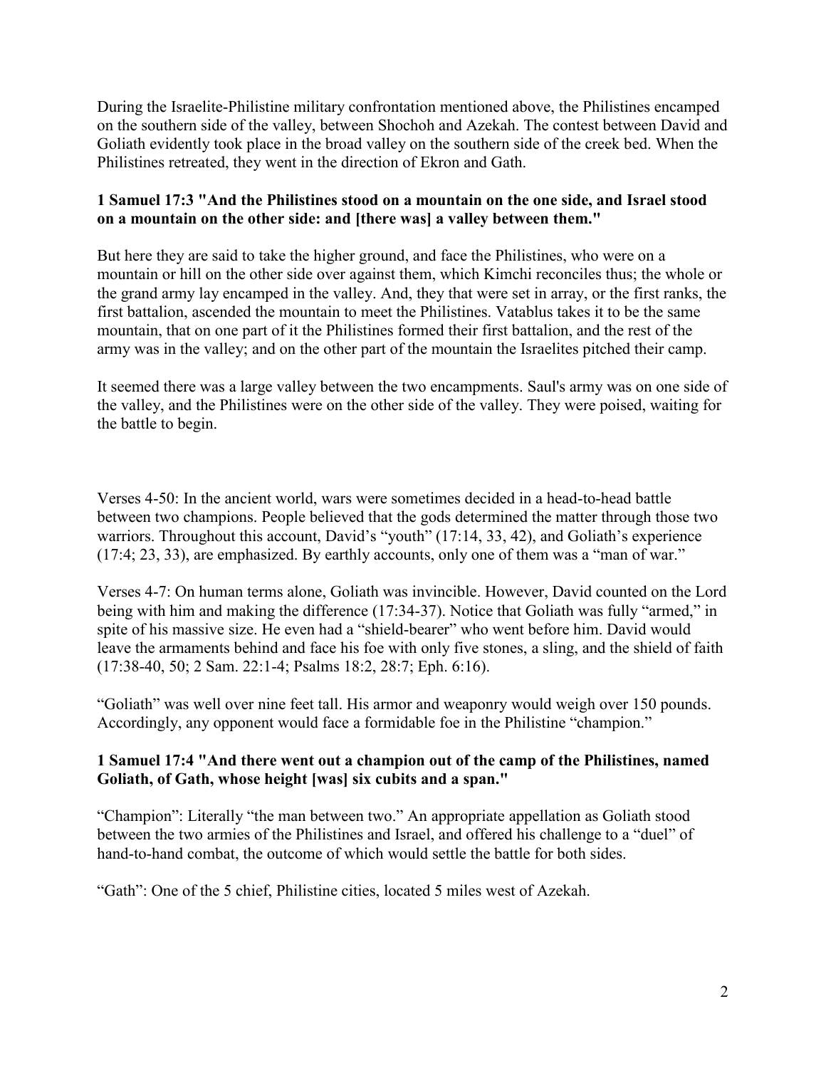During the Israelite-Philistine military confrontation mentioned above, the Philistines encamped on the southern side of the valley, between Shochoh and Azekah. The contest between David and Goliath evidently took place in the broad valley on the southern side of the creek bed. When the Philistines retreated, they went in the direction of Ekron and Gath.

**1 Samuel 17:3 "And the Philistines stood on a mountain on the one side, and Israel stood on a mountain on the other side: and [there was] a valley between them."**

But here they are said to take the higher ground, and face the Philistines, who were on a mountain or hill on the other side over against them, which Kimchi reconciles thus; the whole or the grand army lay encamped in the valley. And, they that were set in array, or the first ranks, the first battalion, ascended the mountain to meet the Philistines. Vatablus takes it to be the same mountain, that on one part of it the Philistines formed their first battalion, and the rest of the army was in the valley; and on the other part of the mountain the Israelites pitched their camp.

It seemed there was a large valley between the two encampments. Saul's army was on one side of the valley, and the Philistines were on the other side of the valley. They were poised, waiting for the battle to begin.

Verses 4-50: In the ancient world, wars were sometimes decided in a head-to-head battle between two champions. People believed that the gods determined the matter through those two warriors. Throughout this account, David's "youth" (17:14, 33, 42), and Goliath's experience (17:4; 23, 33), are emphasized. By earthly accounts, only one of them was a "man of war."

Verses 4-7: On human terms alone, Goliath was invincible. However, David counted on the Lord being with him and making the difference (17:34-37). Notice that Goliath was fully "armed," in spite of his massive size. He even had a "shield-bearer" who went before him. David would leave the armaments behind and face his foe with only five stones, a sling, and the shield of faith (17:38-40, 50; 2 Sam. 22:1-4; Psalms 18:2, 28:7; Eph. 6:16).

"Goliath" was well over nine feet tall. His armor and weaponry would weigh over 150 pounds. Accordingly, any opponent would face a formidable foe in the Philistine "champion."

**1 Samuel 17:4 "And there went out a champion out of the camp of the Philistines, named Goliath, of Gath, whose height [was] six cubits and a span."**

"Champion": Literally "the man between two." An appropriate appellation as Goliath stood between the two armies of the Philistines and Israel, and offered his challenge to a "duel" of hand-to-hand combat, the outcome of which would settle the battle for both sides.

"Gath": One of the 5 chief, Philistine cities, located 5 miles west of Azekah.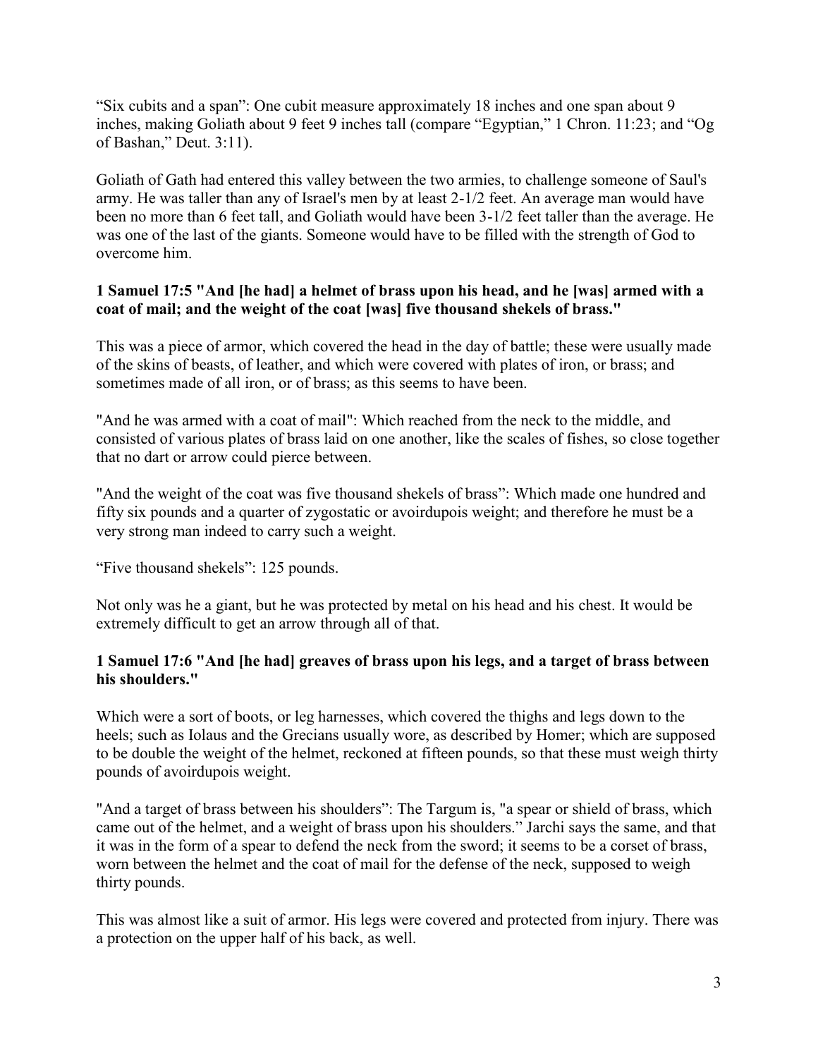"Six cubits and a span": One cubit measure approximately 18 inches and one span about 9 inches, making Goliath about 9 feet 9 inches tall (compare "Egyptian," 1 Chron. 11:23; and "Og of Bashan," Deut. 3:11).

Goliath of Gath had entered this valley between the two armies, to challenge someone of Saul's army. He was taller than any of Israel's men by at least 2-1/2 feet. An average man would have been no more than 6 feet tall, and Goliath would have been 3-1/2 feet taller than the average. He was one of the last of the giants. Someone would have to be filled with the strength of God to overcome him.

**1 Samuel 17:5 "And [he had] a helmet of brass upon his head, and he [was] armed with a coat of mail; and the weight of the coat [was] five thousand shekels of brass."**

This was a piece of armor, which covered the head in the day of battle; these were usually made of the skins of beasts, of leather, and which were covered with plates of iron, or brass; and sometimes made of all iron, or of brass; as this seems to have been.

"And he was armed with a coat of mail": Which reached from the neck to the middle, and consisted of various plates of brass laid on one another, like the scales of fishes, so close together that no dart or arrow could pierce between.

"And the weight of the coat was five thousand shekels of brass": Which made one hundred and fifty six pounds and a quarter of zygostatic or avoirdupois weight; and therefore he must be a very strong man indeed to carry such a weight.

"Five thousand shekels": 125 pounds.

Not only was he a giant, but he was protected by metal on his head and his chest. It would be extremely difficult to get an arrow through all of that.

**1 Samuel 17:6 "And [he had] greaves of brass upon his legs, and a target of brass between his shoulders."**

Which were a sort of boots, or leg harnesses, which covered the thighs and legs down to the heels; such as Iolaus and the Grecians usually wore, as described by Homer; which are supposed to be double the weight of the helmet, reckoned at fifteen pounds, so that these must weigh thirty pounds of avoirdupois weight.

"And a target of brass between his shoulders": The Targum is, "a spear or shield of brass, which came out of the helmet, and a weight of brass upon his shoulders." Jarchi says the same, and that it was in the form of a spear to defend the neck from the sword; it seems to be a corset of brass, worn between the helmet and the coat of mail for the defense of the neck, supposed to weigh thirty pounds.

This was almost like a suit of armor. His legs were covered and protected from injury. There was a protection on the upper half of his back, as well.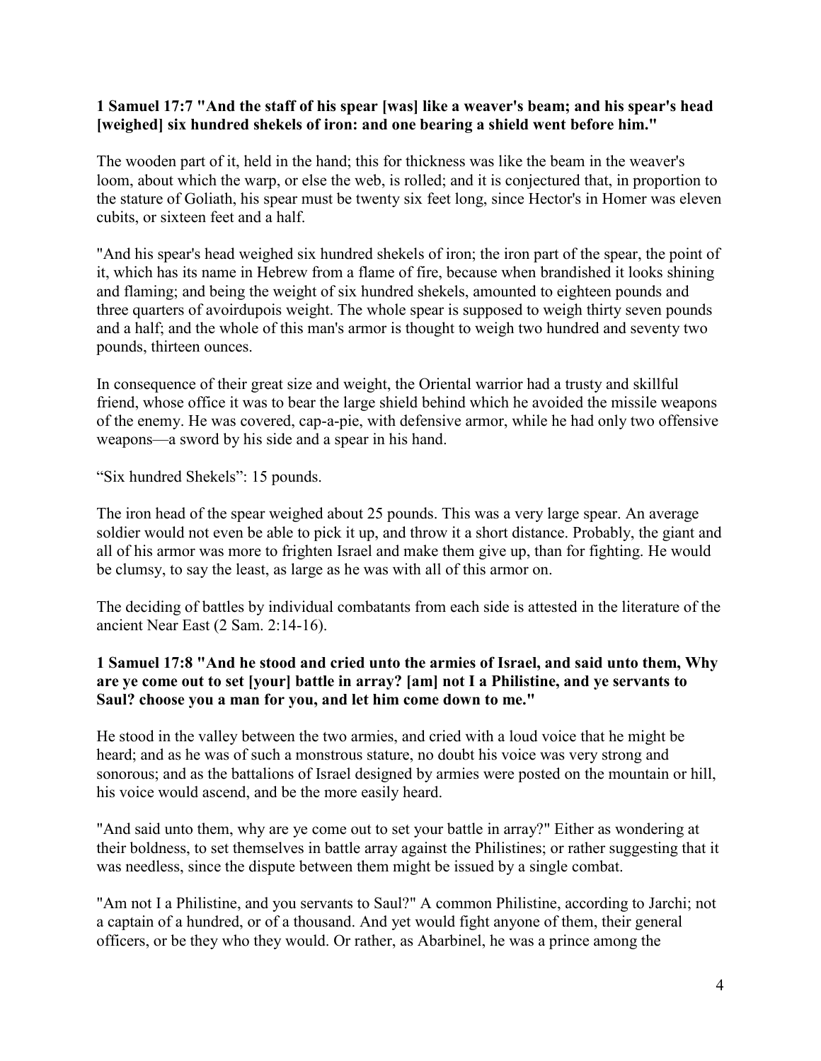**1 Samuel 17:7 "And the staff of his spear [was] like a weaver's beam; and his spear's head [weighed] six hundred shekels of iron: and one bearing a shield went before him."**

The wooden part of it, held in the hand; this for thickness was like the beam in the weaver's loom, about which the warp, or else the web, is rolled; and it is conjectured that, in proportion to the stature of Goliath, his spear must be twenty six feet long, since Hector's in Homer was eleven cubits, or sixteen feet and a half.

"And his spear's head weighed six hundred shekels of iron; the iron part of the spear, the point of it, which has its name in Hebrew from a flame of fire, because when brandished it looks shining and flaming; and being the weight of six hundred shekels, amounted to eighteen pounds and three quarters of avoirdupois weight. The whole spear is supposed to weigh thirty seven pounds and a half; and the whole of this man's armor is thought to weigh two hundred and seventy two pounds, thirteen ounces.

In consequence of their great size and weight, the Oriental warrior had a trusty and skillful friend, whose office it was to bear the large shield behind which he avoided the missile weapons of the enemy. He was covered, cap-a-pie, with defensive armor, while he had only two offensive weapons—a sword by his side and a spear in his hand.

"Six hundred Shekels": 15 pounds.

The iron head of the spear weighed about 25 pounds. This was a very large spear. An average soldier would not even be able to pick it up, and throw it a short distance. Probably, the giant and all of his armor was more to frighten Israel and make them give up, than for fighting. He would be clumsy, to say the least, as large as he was with all of this armor on.

The deciding of battles by individual combatants from each side is attested in the literature of the ancient Near East (2 Sam. 2:14-16).

**1 Samuel 17:8 "And he stood and cried unto the armies of Israel, and said unto them, Why are ye come out to set [your] battle in array? [am] not I a Philistine, and ye servants to Saul? choose you a man for you, and let him come down to me."**

He stood in the valley between the two armies, and cried with a loud voice that he might be heard; and as he was of such a monstrous stature, no doubt his voice was very strong and sonorous; and as the battalions of Israel designed by armies were posted on the mountain or hill, his voice would ascend, and be the more easily heard.

"And said unto them, why are ye come out to set your battle in array?" Either as wondering at their boldness, to set themselves in battle array against the Philistines; or rather suggesting that it was needless, since the dispute between them might be issued by a single combat.

"Am not I a Philistine, and you servants to Saul?" A common Philistine, according to Jarchi; not a captain of a hundred, or of a thousand. And yet would fight anyone of them, their general officers, or be they who they would. Or rather, as Abarbinel, he was a prince among the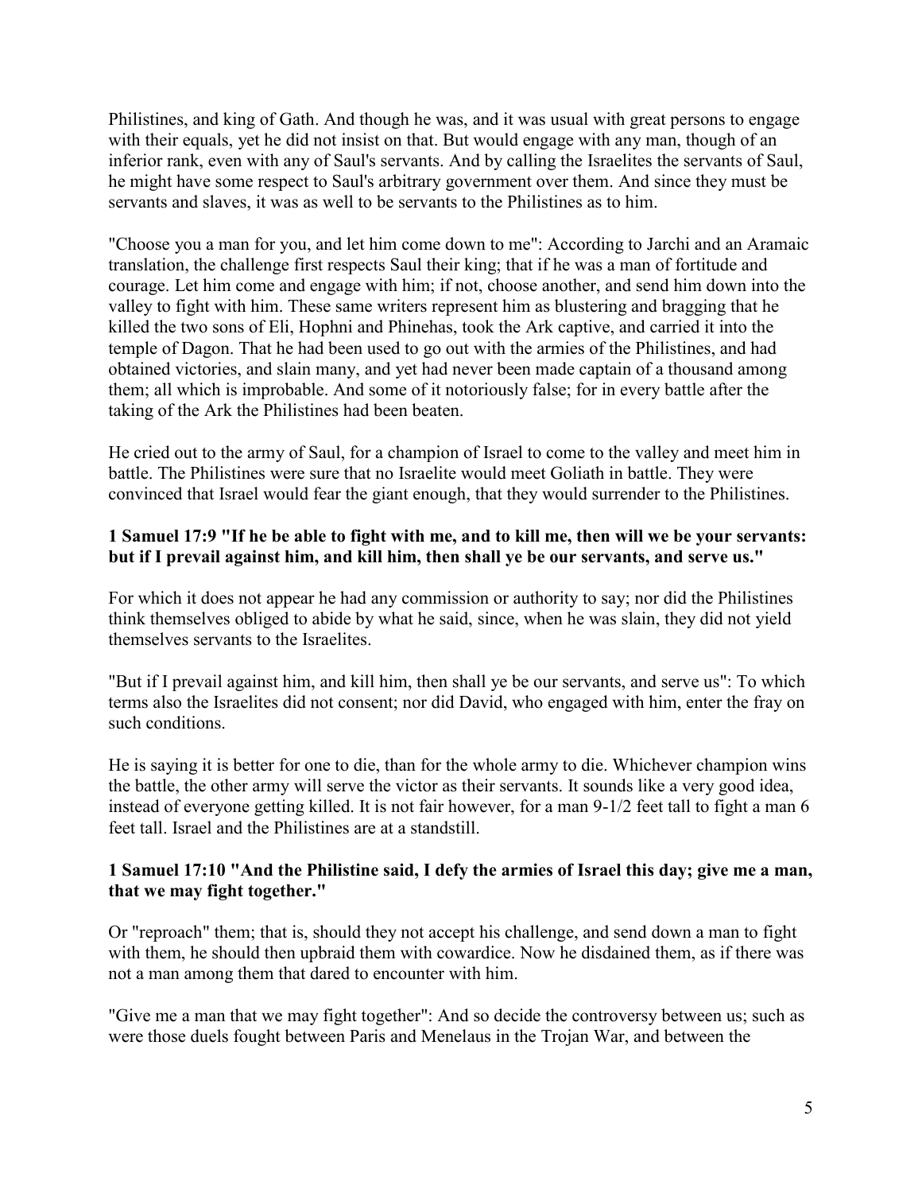Philistines, and king of Gath. And though he was, and it was usual with great persons to engage with their equals, yet he did not insist on that. But would engage with any man, though of an inferior rank, even with any of Saul's servants. And by calling the Israelites the servants of Saul, he might have some respect to Saul's arbitrary government over them. And since they must be servants and slaves, it was as well to be servants to the Philistines as to him.

"Choose you a man for you, and let him come down to me": According to Jarchi and an Aramaic translation, the challenge first respects Saul their king; that if he was a man of fortitude and courage. Let him come and engage with him; if not, choose another, and send him down into the valley to fight with him. These same writers represent him as blustering and bragging that he killed the two sons of Eli, Hophni and Phinehas, took the Ark captive, and carried it into the temple of Dagon. That he had been used to go out with the armies of the Philistines, and had obtained victories, and slain many, and yet had never been made captain of a thousand among them; all which is improbable. And some of it notoriously false; for in every battle after the taking of the Ark the Philistines had been beaten.

He cried out to the army of Saul, for a champion of Israel to come to the valley and meet him in battle. The Philistines were sure that no Israelite would meet Goliath in battle. They were convinced that Israel would fear the giant enough, that they would surrender to the Philistines.

**1 Samuel 17:9 "If he be able to fight with me, and to kill me, then will we be your servants: but if I prevail against him, and kill him, then shall ye be our servants, and serve us."**

For which it does not appear he had any commission or authority to say; nor did the Philistines think themselves obliged to abide by what he said, since, when he was slain, they did not yield themselves servants to the Israelites.

"But if I prevail against him, and kill him, then shall ye be our servants, and serve us": To which terms also the Israelites did not consent; nor did David, who engaged with him, enter the fray on such conditions.

He is saying it is better for one to die, than for the whole army to die. Whichever champion wins the battle, the other army will serve the victor as their servants. It sounds like a very good idea, instead of everyone getting killed. It is not fair however, for a man 9-1/2 feet tall to fight a man 6 feet tall. Israel and the Philistines are at a standstill.

**1 Samuel 17:10 "And the Philistine said, I defy the armies of Israel this day; give me a man, that we may fight together."**

Or "reproach" them; that is, should they not accept his challenge, and send down a man to fight with them, he should then upbraid them with cowardice. Now he disdained them, as if there was not a man among them that dared to encounter with him.

"Give me a man that we may fight together": And so decide the controversy between us; such as were those duels fought between Paris and Menelaus in the Trojan War, and between the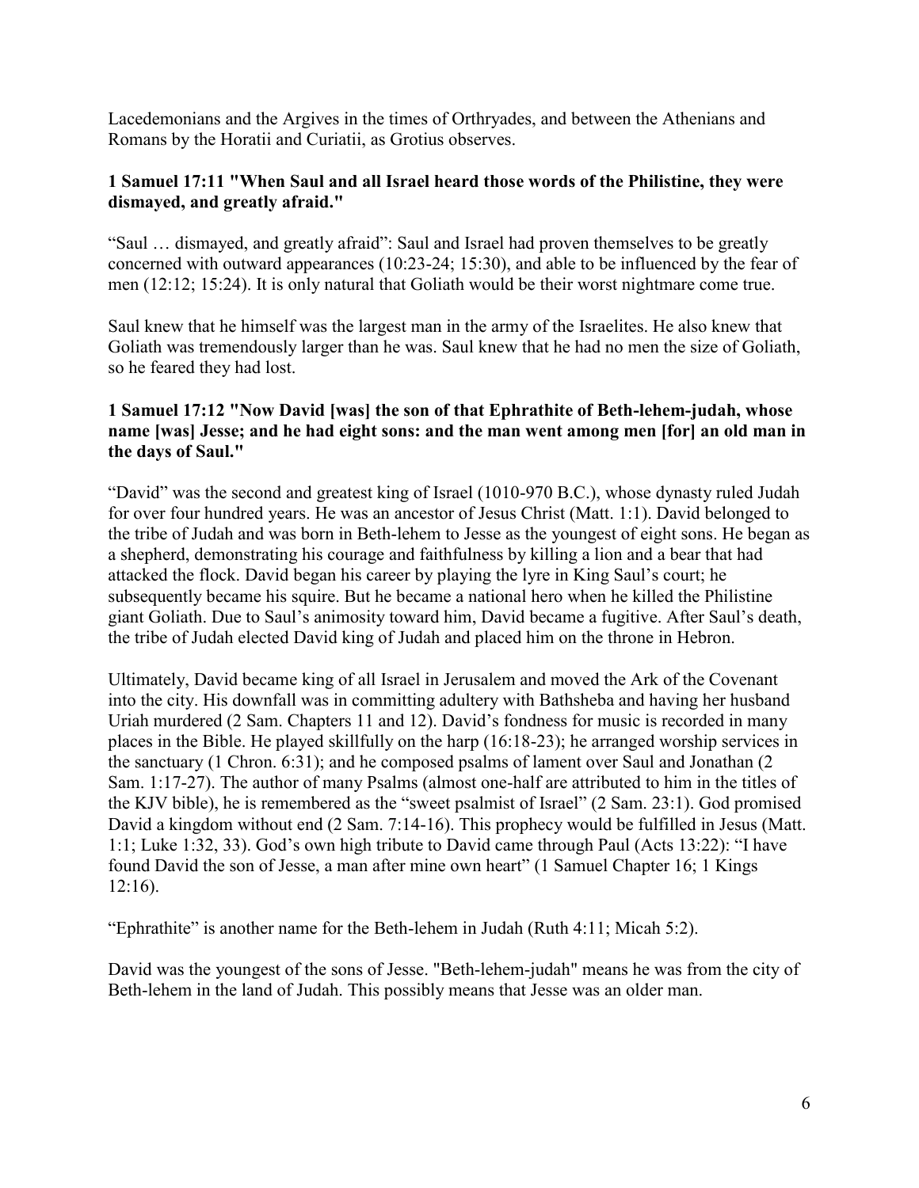Lacedemonians and the Argives in the times of Orthryades, and between the Athenians and Romans by the Horatii and Curiatii, as Grotius observes.

**1 Samuel 17:11 "When Saul and all Israel heard those words of the Philistine, they were dismayed, and greatly afraid."**

"Saul … dismayed, and greatly afraid": Saul and Israel had proven themselves to be greatly concerned with outward appearances (10:23-24; 15:30), and able to be influenced by the fear of men (12:12; 15:24). It is only natural that Goliath would be their worst nightmare come true.

Saul knew that he himself was the largest man in the army of the Israelites. He also knew that Goliath was tremendously larger than he was. Saul knew that he had no men the size of Goliath, so he feared they had lost.

**1 Samuel 17:12 "Now David [was] the son of that Ephrathite of Beth-lehem-judah, whose name [was] Jesse; and he had eight sons: and the man went among men [for] an old man in the days of Saul."**

"David" was the second and greatest king of Israel (1010-970 B.C.), whose dynasty ruled Judah for over four hundred years. He was an ancestor of Jesus Christ (Matt. 1:1). David belonged to the tribe of Judah and was born in Beth-lehem to Jesse as the youngest of eight sons. He began as a shepherd, demonstrating his courage and faithfulness by killing a lion and a bear that had attacked the flock. David began his career by playing the lyre in King Saul's court; he subsequently became his squire. But he became a national hero when he killed the Philistine giant Goliath. Due to Saul's animosity toward him, David became a fugitive. After Saul's death, the tribe of Judah elected David king of Judah and placed him on the throne in Hebron.

Ultimately, David became king of all Israel in Jerusalem and moved the Ark of the Covenant into the city. His downfall was in committing adultery with Bathsheba and having her husband Uriah murdered (2 Sam. Chapters 11 and 12). David's fondness for music is recorded in many places in the Bible. He played skillfully on the harp (16:18-23); he arranged worship services in the sanctuary (1 Chron. 6:31); and he composed psalms of lament over Saul and Jonathan (2 Sam. 1:17-27). The author of many Psalms (almost one-half are attributed to him in the titles of the KJV bible), he is remembered as the "sweet psalmist of Israel" (2 Sam. 23:1). God promised David a kingdom without end (2 Sam. 7:14-16). This prophecy would be fulfilled in Jesus (Matt. 1:1; Luke 1:32, 33). God's own high tribute to David came through Paul (Acts 13:22): "I have found David the son of Jesse, a man after mine own heart" (1 Samuel Chapter 16; 1 Kings 12:16).

"Ephrathite" is another name for the Beth-lehem in Judah (Ruth 4:11; Micah 5:2).

David was the youngest of the sons of Jesse. "Beth-lehem-judah" means he was from the city of Beth-lehem in the land of Judah. This possibly means that Jesse was an older man.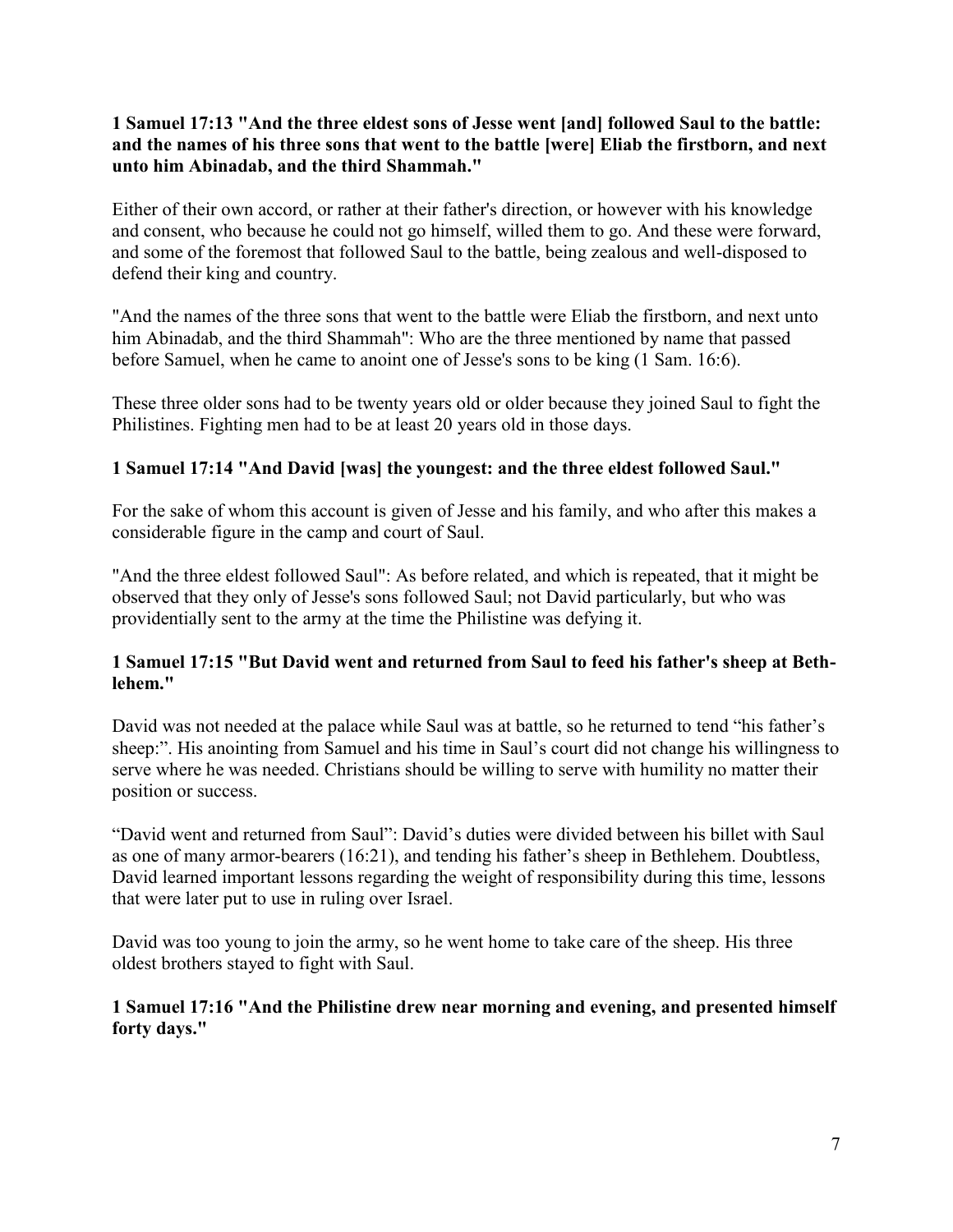**1 Samuel 17:13 "And the three eldest sons of Jesse went [and] followed Saul to the battle: and the names of his three sons that went to the battle [were] Eliab the firstborn, and next unto him Abinadab, and the third Shammah."**

Either of their own accord, or rather at their father's direction, or however with his knowledge and consent, who because he could not go himself, willed them to go. And these were forward, and some of the foremost that followed Saul to the battle, being zealous and well-disposed to defend their king and country.

"And the names of the three sons that went to the battle were Eliab the firstborn, and next unto him Abinadab, and the third Shammah": Who are the three mentioned by name that passed before Samuel, when he came to anoint one of Jesse's sons to be king (1 Sam. 16:6).

These three older sons had to be twenty years old or older because they joined Saul to fight the Philistines. Fighting men had to be at least 20 years old in those days.

**1 Samuel 17:14 "And David [was] the youngest: and the three eldest followed Saul."**

For the sake of whom this account is given of Jesse and his family, and who after this makes a considerable figure in the camp and court of Saul.

"And the three eldest followed Saul": As before related, and which is repeated, that it might be observed that they only of Jesse's sons followed Saul; not David particularly, but who was providentially sent to the army at the time the Philistine was defying it.

**1 Samuel 17:15 "But David went and returned from Saul to feed his father's sheep at Beth-lehem."**

David was not needed at the palace while Saul was at battle, so he returned to tend "his father's sheep:". His anointing from Samuel and his time in Saul's court did not change his willingness to serve where he was needed. Christians should be willing to serve with humility no matter their position or success.

"David went and returned from Saul": David's duties were divided between his billet with Saul as one of many armor-bearers (16:21), and tending his father's sheep in Bethlehem. Doubtless, David learned important lessons regarding the weight of responsibility during this time, lessons that were later put to use in ruling over Israel.

David was too young to join the army, so he went home to take care of the sheep. His three oldest brothers stayed to fight with Saul.

**1 Samuel 17:16 "And the Philistine drew near morning and evening, and presented himself forty days."**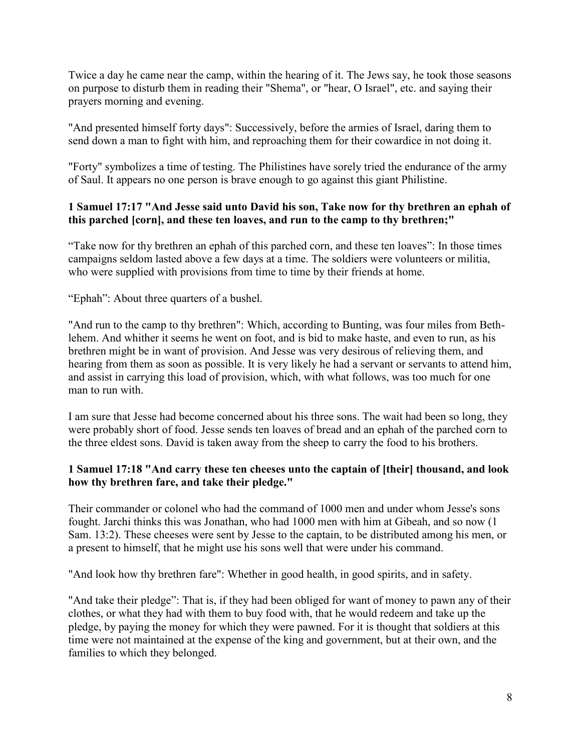Twice a day he came near the camp, within the hearing of it. The Jews say, he took those seasons on purpose to disturb them in reading their "Shema", or "hear, O Israel", etc. and saying their prayers morning and evening.

"And presented himself forty days": Successively, before the armies of Israel, daring them to send down a man to fight with him, and reproaching them for their cowardice in not doing it.

"Forty" symbolizes a time of testing. The Philistines have sorely tried the endurance of the army of Saul. It appears no one person is brave enough to go against this giant Philistine.

**1 Samuel 17:17 "And Jesse said unto David his son, Take now for thy brethren an ephah of this parched [corn], and these ten loaves, and run to the camp to thy brethren;"**

"Take now for thy brethren an ephah of this parched corn, and these ten loaves": In those times campaigns seldom lasted above a few days at a time. The soldiers were volunteers or militia, who were supplied with provisions from time to time by their friends at home.

"Ephah": About three quarters of a bushel.

"And run to the camp to thy brethren": Which, according to Bunting, was four miles from Beth-lehem. And whither it seems he went on foot, and is bid to make haste, and even to run, as his brethren might be in want of provision. And Jesse was very desirous of relieving them, and hearing from them as soon as possible. It is very likely he had a servant or servants to attend him, and assist in carrying this load of provision, which, with what follows, was too much for one man to run with.

I am sure that Jesse had become concerned about his three sons. The wait had been so long, they were probably short of food. Jesse sends ten loaves of bread and an ephah of the parched corn to the three eldest sons. David is taken away from the sheep to carry the food to his brothers.

**1 Samuel 17:18 "And carry these ten cheeses unto the captain of [their] thousand, and look how thy brethren fare, and take their pledge."**

Their commander or colonel who had the command of 1000 men and under whom Jesse's sons fought. Jarchi thinks this was Jonathan, who had 1000 men with him at Gibeah, and so now (1 Sam. 13:2). These cheeses were sent by Jesse to the captain, to be distributed among his men, or a present to himself, that he might use his sons well that were under his command.

"And look how thy brethren fare": Whether in good health, in good spirits, and in safety.

"And take their pledge": That is, if they had been obliged for want of money to pawn any of their clothes, or what they had with them to buy food with, that he would redeem and take up the pledge, by paying the money for which they were pawned. For it is thought that soldiers at this time were not maintained at the expense of the king and government, but at their own, and the families to which they belonged.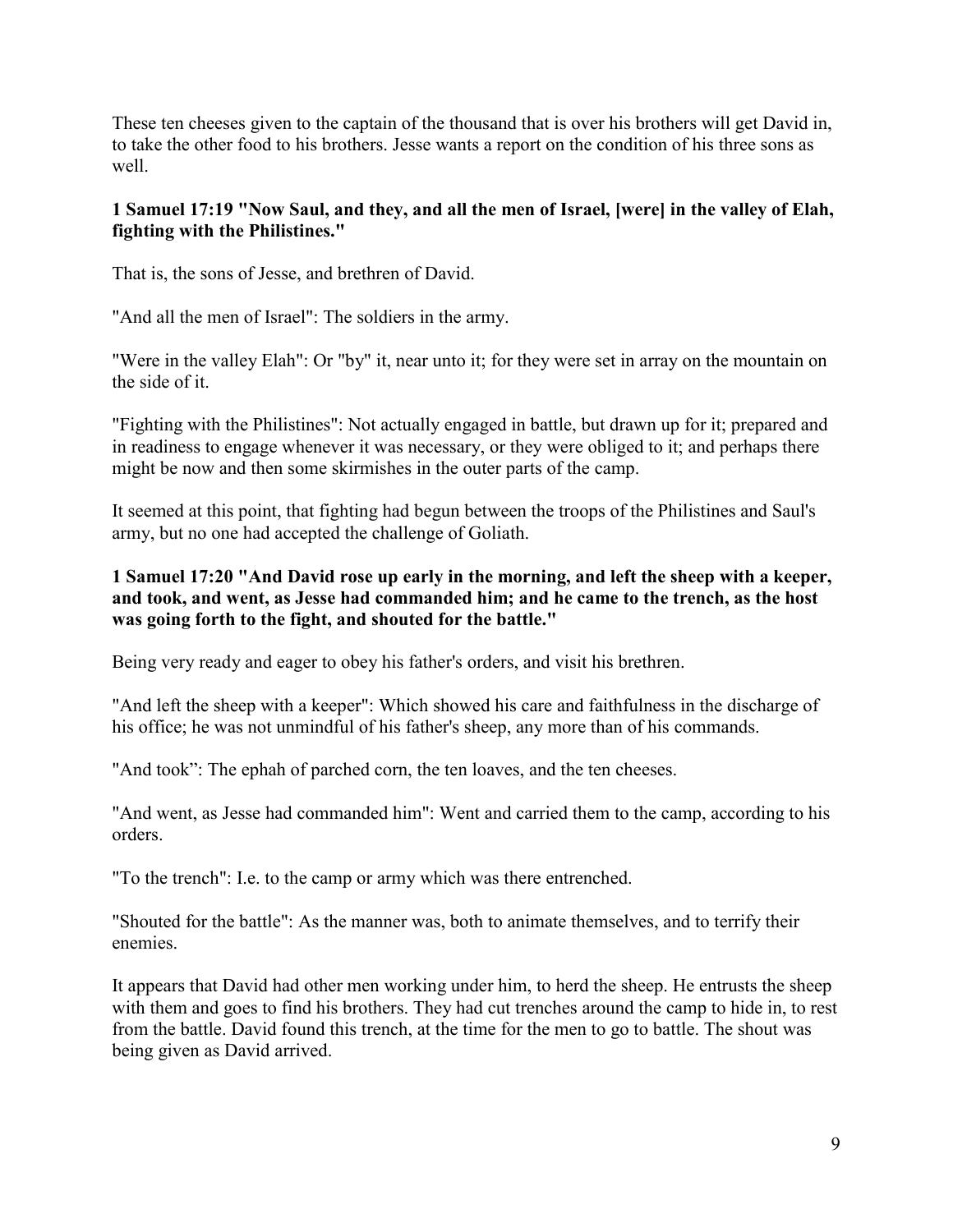These ten cheeses given to the captain of the thousand that is over his brothers will get David in, to take the other food to his brothers. Jesse wants a report on the condition of his three sons as well.

**1 Samuel 17:19 "Now Saul, and they, and all the men of Israel, [were] in the valley of Elah, fighting with the Philistines."**

That is, the sons of Jesse, and brethren of David.

"And all the men of Israel": The soldiers in the army.

"Were in the valley Elah": Or "by" it, near unto it; for they were set in array on the mountain on the side of it.

"Fighting with the Philistines": Not actually engaged in battle, but drawn up for it; prepared and in readiness to engage whenever it was necessary, or they were obliged to it; and perhaps there might be now and then some skirmishes in the outer parts of the camp.

It seemed at this point, that fighting had begun between the troops of the Philistines and Saul's army, but no one had accepted the challenge of Goliath.

**1 Samuel 17:20 "And David rose up early in the morning, and left the sheep with a keeper, and took, and went, as Jesse had commanded him; and he came to the trench, as the host was going forth to the fight, and shouted for the battle."**

Being very ready and eager to obey his father's orders, and visit his brethren.

"And left the sheep with a keeper": Which showed his care and faithfulness in the discharge of his office; he was not unmindful of his father's sheep, any more than of his commands.

"And took”: The ephah of parched corn, the ten loaves, and the ten cheeses.

"And went, as Jesse had commanded him": Went and carried them to the camp, according to his orders.

"To the trench": I.e. to the camp or army which was there entrenched.

"Shouted for the battle": As the manner was, both to animate themselves, and to terrify their enemies.

It appears that David had other men working under him, to herd the sheep. He entrusts the sheep with them and goes to find his brothers. They had cut trenches around the camp to hide in, to rest from the battle. David found this trench, at the time for the men to go to battle. The shout was being given as David arrived.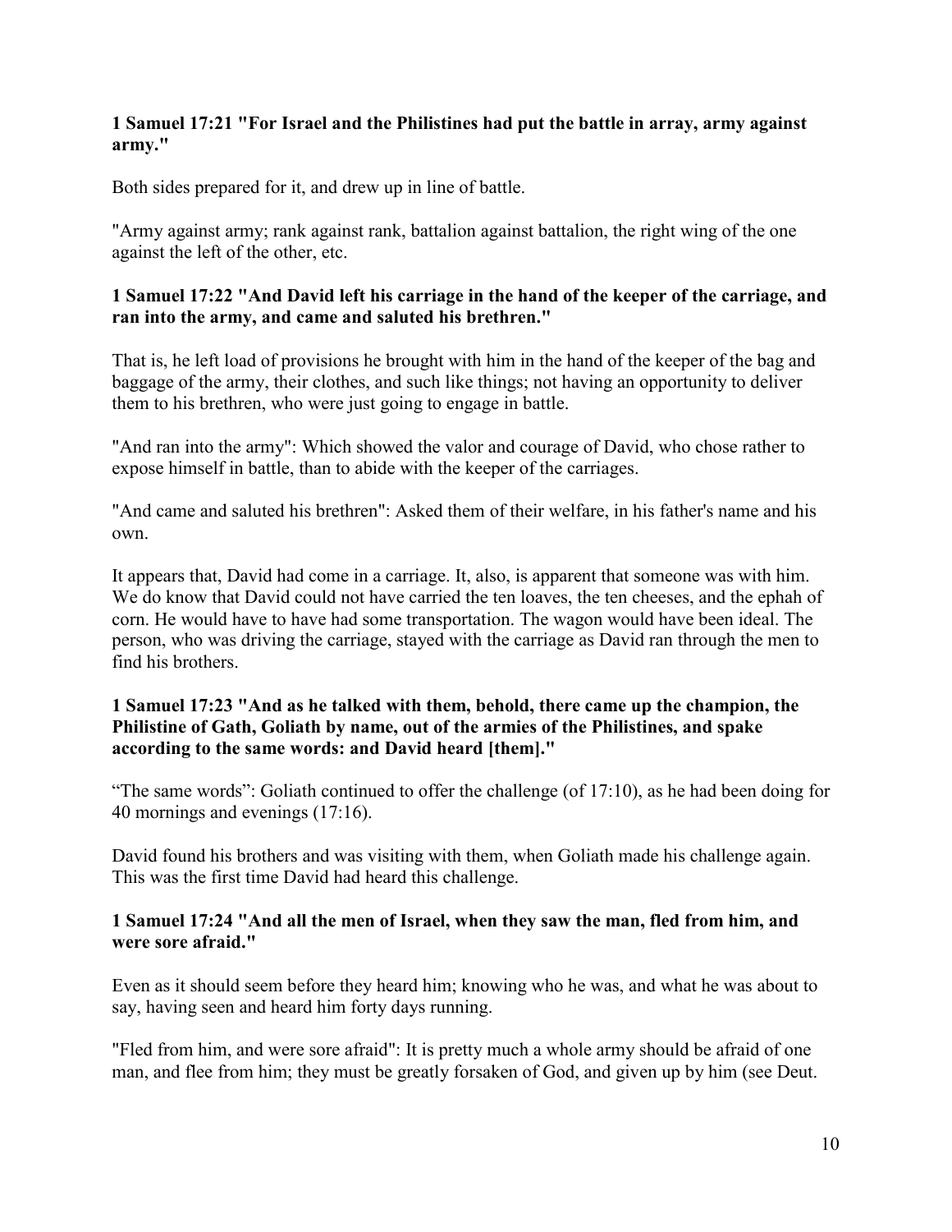**1 Samuel 17:21 "For Israel and the Philistines had put the battle in array, army against army."**

Both sides prepared for it, and drew up in line of battle.

"Army against army; rank against rank, battalion against battalion, the right wing of the one against the left of the other, etc.

**1 Samuel 17:22 "And David left his carriage in the hand of the keeper of the carriage, and ran into the army, and came and saluted his brethren."**

That is, he left load of provisions he brought with him in the hand of the keeper of the bag and baggage of the army, their clothes, and such like things; not having an opportunity to deliver them to his brethren, who were just going to engage in battle.

"And ran into the army": Which showed the valor and courage of David, who chose rather to expose himself in battle, than to abide with the keeper of the carriages.

"And came and saluted his brethren": Asked them of their welfare, in his father's name and his own.

It appears that, David had come in a carriage. It, also, is apparent that someone was with him. We do know that David could not have carried the ten loaves, the ten cheeses, and the ephah of corn. He would have to have had some transportation. The wagon would have been ideal. The person, who was driving the carriage, stayed with the carriage as David ran through the men to find his brothers.

**1 Samuel 17:23 "And as he talked with them, behold, there came up the champion, the Philistine of Gath, Goliath by name, out of the armies of the Philistines, and spake according to the same words: and David heard [them]."**

"The same words": Goliath continued to offer the challenge (of 17:10), as he had been doing for 40 mornings and evenings (17:16).

David found his brothers and was visiting with them, when Goliath made his challenge again. This was the first time David had heard this challenge.

**1 Samuel 17:24 "And all the men of Israel, when they saw the man, fled from him, and were sore afraid."**

Even as it should seem before they heard him; knowing who he was, and what he was about to say, having seen and heard him forty days running.

"Fled from him, and were sore afraid": It is pretty much a whole army should be afraid of one man, and flee from him; they must be greatly forsaken of God, and given up by him (see Deut.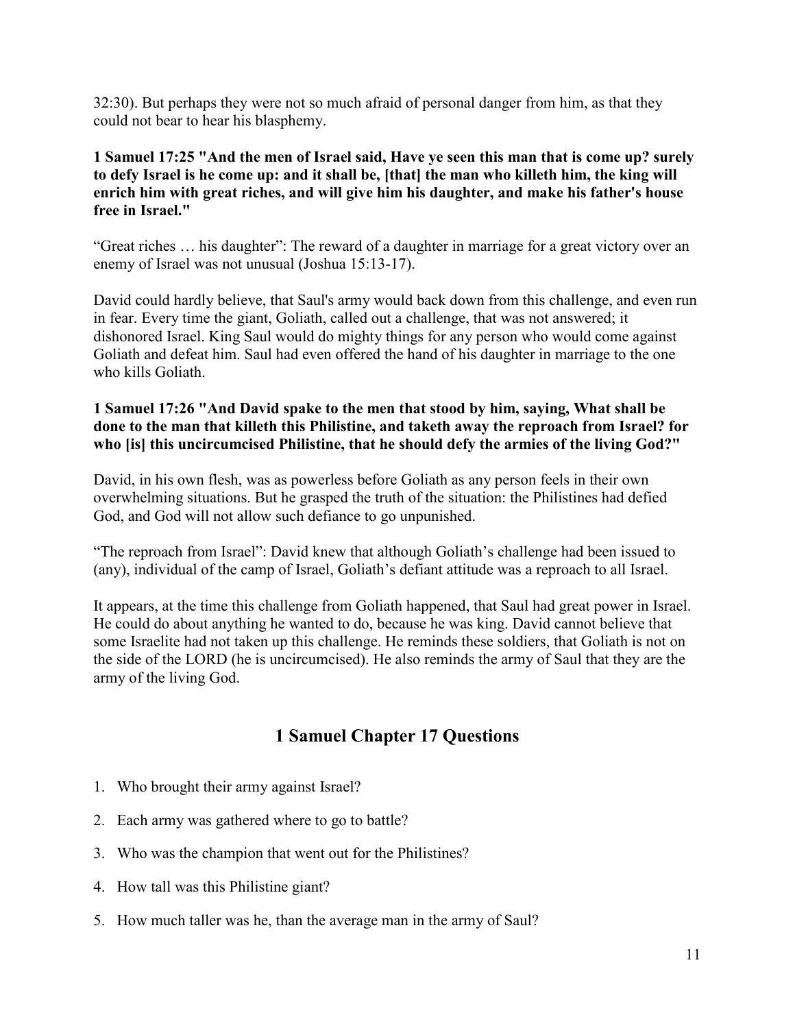32:30). But perhaps they were not so much afraid of personal danger from him, as that they could not bear to hear his blasphemy.

**1 Samuel 17:25 "And the men of Israel said, Have ye seen this man that is come up? surely to defy Israel is he come up: and it shall be, [that] the man who killeth him, the king will enrich him with great riches, and will give him his daughter, and make his father's house free in Israel."**

"Great riches … his daughter": The reward of a daughter in marriage for a great victory over an enemy of Israel was not unusual (Joshua 15:13-17).

David could hardly believe, that Saul's army would back down from this challenge, and even run in fear. Every time the giant, Goliath, called out a challenge, that was not answered; it dishonored Israel. King Saul would do mighty things for any person who would come against Goliath and defeat him. Saul had even offered the hand of his daughter in marriage to the one who kills Goliath.

**1 Samuel 17:26 "And David spake to the men that stood by him, saying, What shall be done to the man that killeth this Philistine, and taketh away the reproach from Israel? for who [is] this uncircumcised Philistine, that he should defy the armies of the living God?"**

David, in his own flesh, was as powerless before Goliath as any person feels in their own overwhelming situations. But he grasped the truth of the situation: the Philistines had defied God, and God will not allow such defiance to go unpunished.

"The reproach from Israel": David knew that although Goliath's challenge had been issued to (any), individual of the camp of Israel, Goliath's defiant attitude was a reproach to all Israel.

It appears, at the time this challenge from Goliath happened, that Saul had great power in Israel. He could do about anything he wanted to do, because he was king. David cannot believe that some Israelite had not taken up this challenge. He reminds these soldiers, that Goliath is not on the side of the LORD (he is uncircumcised). He also reminds the army of Saul that they are the army of the living God.

## 1 Samuel Chapter 17 Questions

1. Who brought their army against Israel?
2. Each army was gathered where to go to battle?
3. Who was the champion that went out for the Philistines?
4. How tall was this Philistine giant?
5. How much taller was he, than the average man in the army of Saul?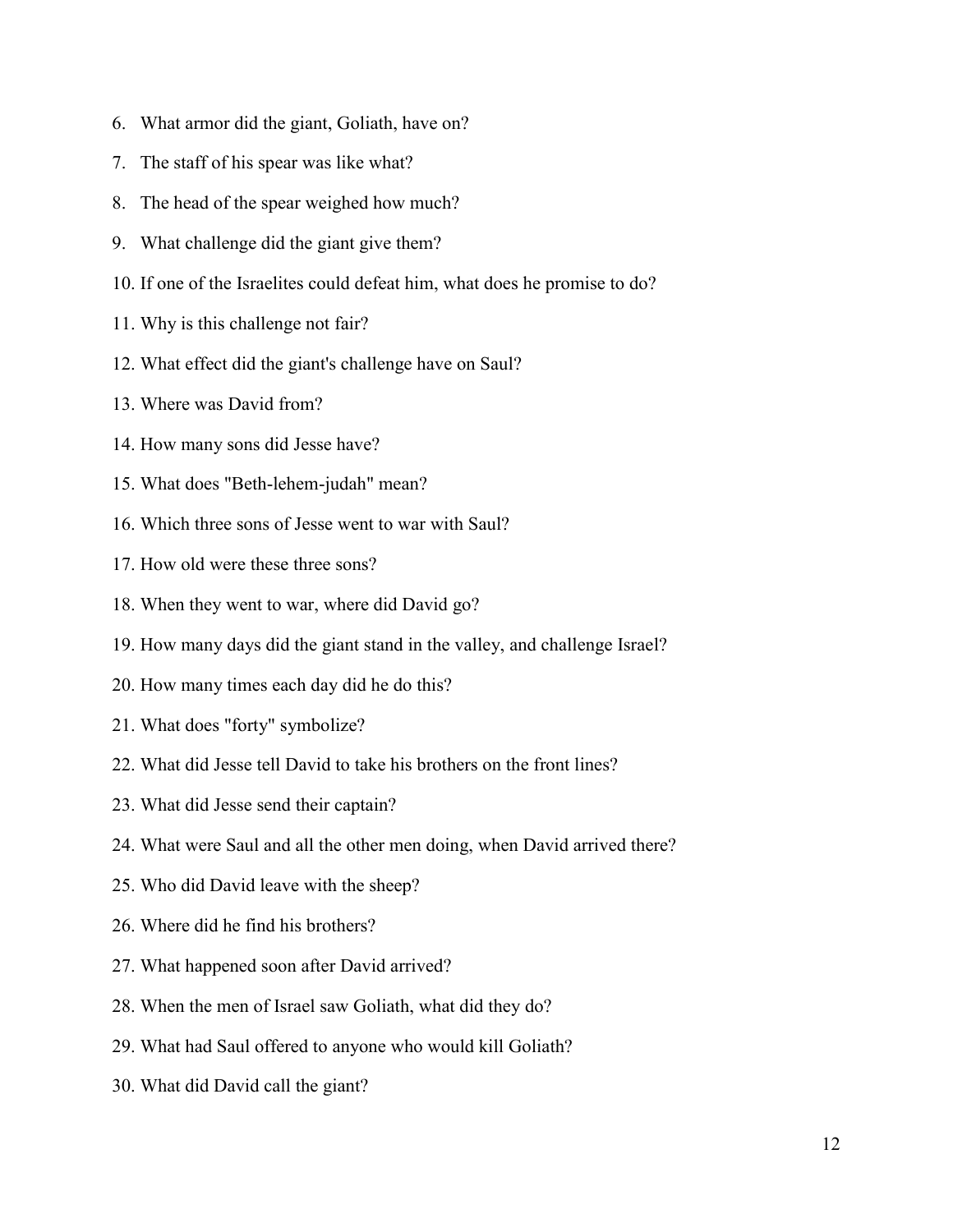6. What armor did the giant, Goliath, have on?
7. The staff of his spear was like what?
8. The head of the spear weighed how much?
9. What challenge did the giant give them?
10. If one of the Israelites could defeat him, what does he promise to do?
11. Why is this challenge not fair?
12. What effect did the giant's challenge have on Saul?
13. Where was David from?
14. How many sons did Jesse have?
15. What does "Beth-lehem-judah" mean?
16. Which three sons of Jesse went to war with Saul?
17. How old were these three sons?
18. When they went to war, where did David go?
19. How many days did the giant stand in the valley, and challenge Israel?
20. How many times each day did he do this?
21. What does "forty" symbolize?
22. What did Jesse tell David to take his brothers on the front lines?
23. What did Jesse send their captain?
24. What were Saul and all the other men doing, when David arrived there?
25. Who did David leave with the sheep?
26. Where did he find his brothers?
27. What happened soon after David arrived?
28. When the men of Israel saw Goliath, what did they do?
29. What had Saul offered to anyone who would kill Goliath?
30. What did David call the giant?